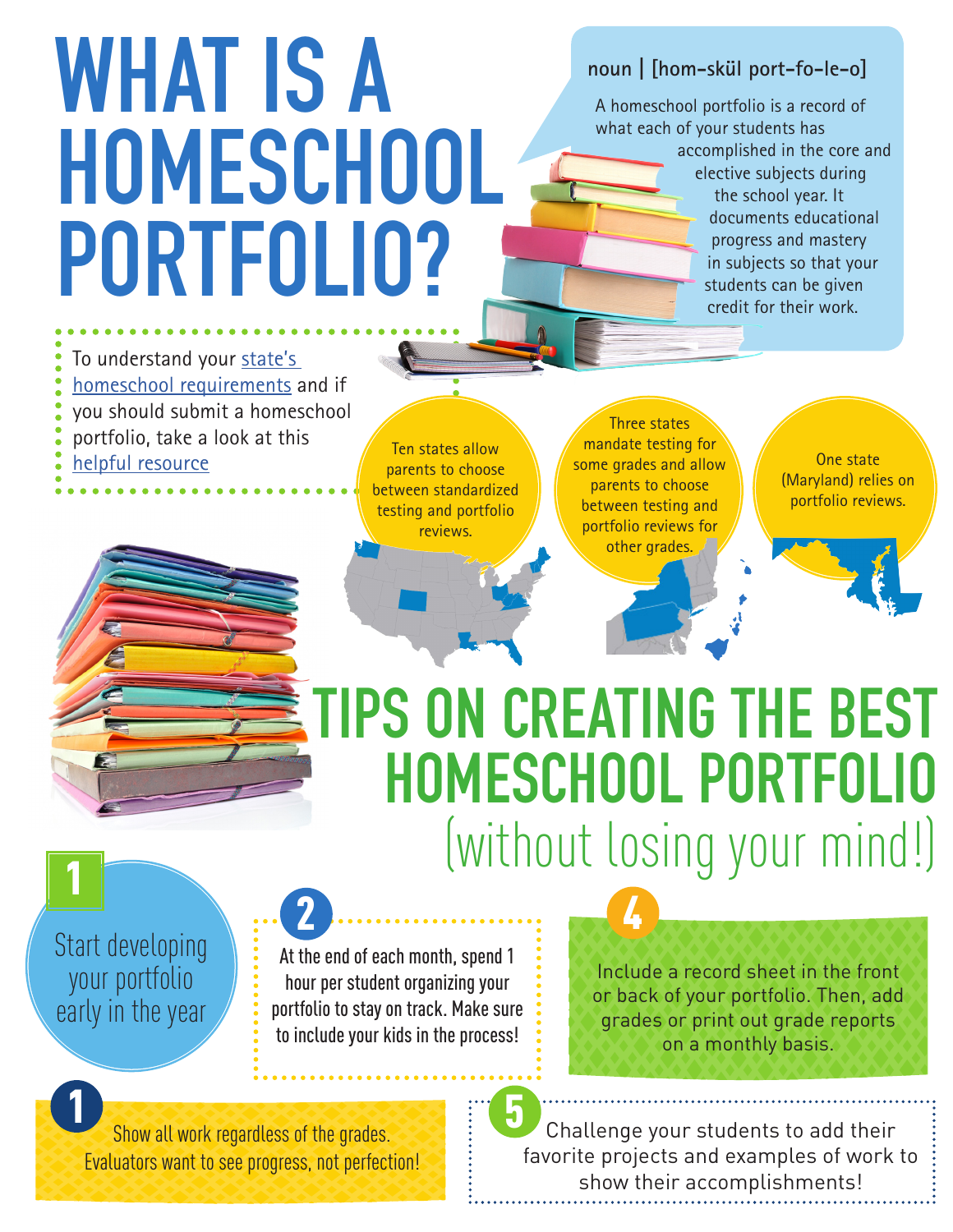# WHAT IS A HOMESCHOOL PORTFOLIO?

**noun | [hom-skül port-fo-le-o]**

A homeschool portfolio is a record of what each of your students has accomplished in the core and elective subjects during the school year. It documents educational progress and mastery in subjects so that your students can be given credit for their work.

To understand your state's homeschool requirements and if you should submit a homeschool portfolio, take a look at this helpful resource

Ten states allow parents to choose between standardized testing and portfolio reviews.

Three states mandate testing for some grades and allow parents to choose between testing and portfolio reviews for other grades.

One state (Maryland) relies on portfolio reviews.

# TIPS ON CREATING THE BEST HOMESCHOOL PORTFOLIO

## (without losing your mind!)

**1** Start developing your portfolio early in the year

**2** At the end of each month, spend 1 hour per student organizing your portfolio to stay on track. Make sure to include your kids in the process!

**4** Include a record sheet in the front or back of your portfolio. Then, add grades or print out grade reports on a monthly basis.

**1** Show all work regardless of the grades. Evaluators want to see progress, not perfection!

**5** Challenge your students to add their favorite projects and examples of work to show their accomplishments!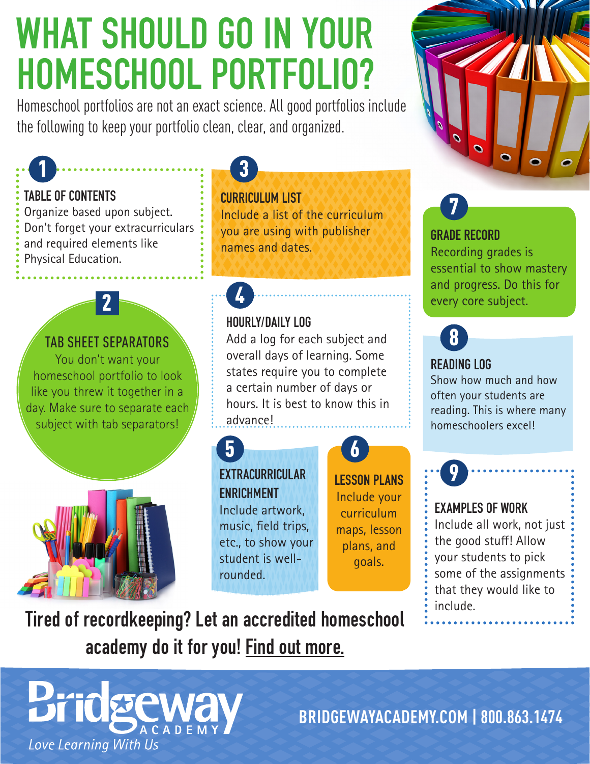# WHAT SHOULD GO IN YOUR HOMESCHOOL PORTFOLIO?

Homeschool portfolios are not an exact science. All good portfolios include the following to keep your portfolio clean, clear, and organized.

## 1 TABLE OF CONTENTS

Organize based upon subject. Don't forget your extracurriculars and required elements like Physical Education.

## 2 TAB SHEET SEPARATORS

You don't want your homeschool portfolio to look like you threw it together in a day. Make sure to separate each subject with tab separators!

## 3 CURRICULUM LIST

Include a list of the curriculum you are using with publisher names and dates.

## 4 HOURLY/DAILY LOG

Add a log for each subject and overall days of learning. Some states require you to complete a certain number of days or hours. It is best to know this in advance!

## 5 EXTRACURRICULAR ENRICHMENT

Include artwork, music, field trips, etc., to show your student is well-rounded.

## 6 LESSON PLANS

Include your curriculum maps, lesson plans, and goals.

## 7 GRADE RECORD

Recording grades is essential to show mastery and progress. Do this for every core subject.

## 8 READING LOG

Show how much and how often your students are reading. This is where many homeschoolers excel!

## 9 EXAMPLES OF WORK

Include all work, not just the good stuff! Allow your students to pick some of the assignments that they would like to include.

**Tired of recordkeeping? Let an accredited homeschool academy do it for you! Find out more.**

Bridgeway ACADEMY

*Love Learning With Us*

BRIDGEWAYACADEMY.COM | 800.863.1474